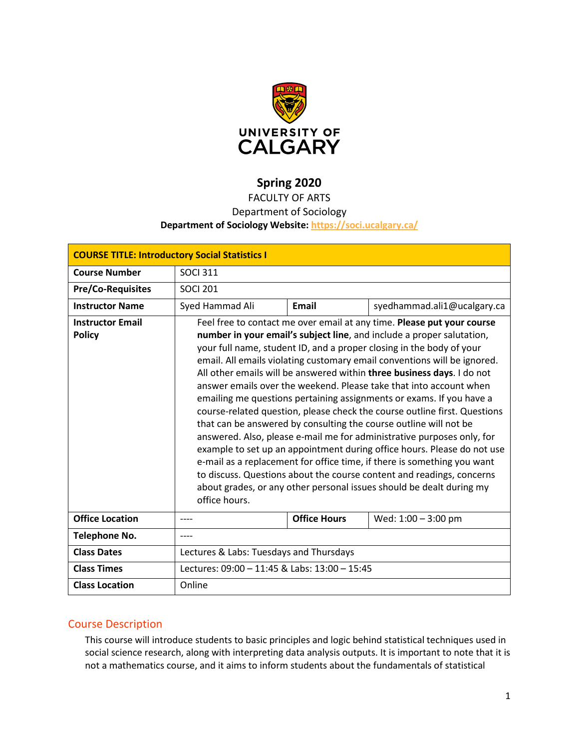UNIVERSITY OF CALGARY

# Spring 2020

FACULTY OF ARTS

Department of Sociology

**Department of Sociology Website: https://soci.ucalgary.ca/**

| **COURSE TITLE: Introductory Social Statistics I** | | | |
|---|---|---|---|
| **Course Number** | SOCI 311 | | |
| **Pre/Co-Requisites** | SOCI 201 | | |
| **Instructor Name** | Syed Hammad Ali | **Email** | syedhammad.ali1@ucalgary.ca |
| **Instructor Email Policy** | Feel free to contact me over email at any time. **Please put your course number in your email's subject line**, and include a proper salutation, your full name, student ID, and a proper closing in the body of your email. All emails violating customary email conventions will be ignored. All other emails will be answered within **three business days**. I do not answer emails over the weekend. Please take that into account when emailing me questions pertaining assignments or exams. If you have a course-related question, please check the course outline first. Questions that can be answered by consulting the course outline will not be answered. Also, please e-mail me for administrative purposes only, for example to set up an appointment during office hours. Please do not use e-mail as a replacement for office time, if there is something you want to discuss. Questions about the course content and readings, concerns about grades, or any other personal issues should be dealt during my office hours. | | |
| **Office Location** | ---- | **Office Hours** | Wed: 1:00 – 3:00 pm |
| **Telephone No.** | ---- | | |
| **Class Dates** | Lectures & Labs: Tuesdays and Thursdays | | |
| **Class Times** | Lectures: 09:00 – 11:45 & Labs: 13:00 – 15:45 | | |
| **Class Location** | Online | | |

## Course Description

This course will introduce students to basic principles and logic behind statistical techniques used in social science research, along with interpreting data analysis outputs. It is important to note that it is not a mathematics course, and it aims to inform students about the fundamentals of statistical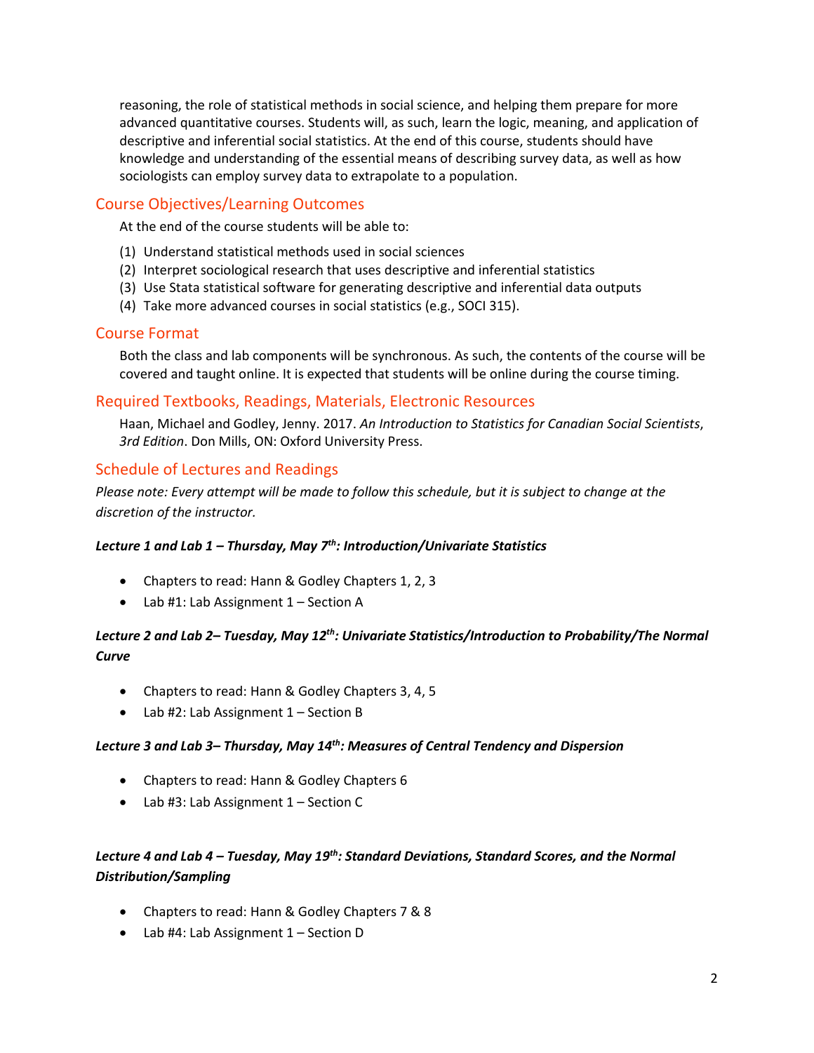reasoning, the role of statistical methods in social science, and helping them prepare for more advanced quantitative courses. Students will, as such, learn the logic, meaning, and application of descriptive and inferential social statistics. At the end of this course, students should have knowledge and understanding of the essential means of describing survey data, as well as how sociologists can employ survey data to extrapolate to a population.

## Course Objectives/Learning Outcomes

At the end of the course students will be able to:

(1) Understand statistical methods used in social sciences
(2) Interpret sociological research that uses descriptive and inferential statistics
(3) Use Stata statistical software for generating descriptive and inferential data outputs
(4) Take more advanced courses in social statistics (e.g., SOCI 315).

## Course Format

Both the class and lab components will be synchronous. As such, the contents of the course will be covered and taught online. It is expected that students will be online during the course timing.

## Required Textbooks, Readings, Materials, Electronic Resources

Haan, Michael and Godley, Jenny. 2017. *An Introduction to Statistics for Canadian Social Scientists*, *3rd Edition*. Don Mills, ON: Oxford University Press.

## Schedule of Lectures and Readings

*Please note: Every attempt will be made to follow this schedule, but it is subject to change at the discretion of the instructor.*

***Lecture 1 and Lab 1 – Thursday, May 7th: Introduction/Univariate Statistics***

- Chapters to read: Hann & Godley Chapters 1, 2, 3
- Lab #1: Lab Assignment 1 – Section A

***Lecture 2 and Lab 2– Tuesday, May 12th: Univariate Statistics/Introduction to Probability/The Normal Curve***

- Chapters to read: Hann & Godley Chapters 3, 4, 5
- Lab #2: Lab Assignment 1 – Section B

***Lecture 3 and Lab 3– Thursday, May 14th: Measures of Central Tendency and Dispersion***

- Chapters to read: Hann & Godley Chapters 6
- Lab #3: Lab Assignment 1 – Section C

***Lecture 4 and Lab 4 – Tuesday, May 19th: Standard Deviations, Standard Scores, and the Normal Distribution/Sampling***

- Chapters to read: Hann & Godley Chapters 7 & 8
- Lab #4: Lab Assignment 1 – Section D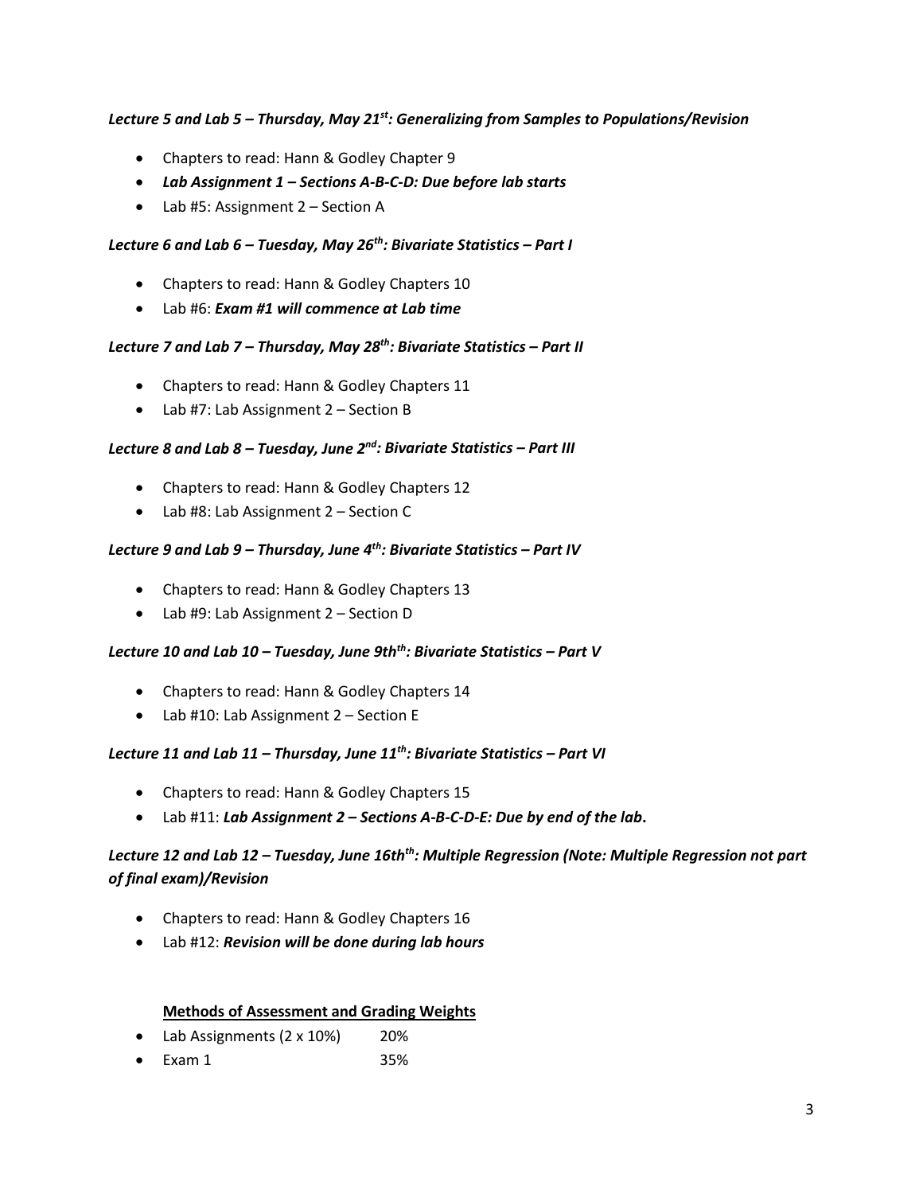***Lecture 5 and Lab 5 – Thursday, May 21st: Generalizing from Samples to Populations/Revision***

- Chapters to read: Hann & Godley Chapter 9
- ***Lab Assignment 1 – Sections A-B-C-D: Due before lab starts***
- Lab #5: Assignment 2 – Section A

***Lecture 6 and Lab 6 – Tuesday, May 26th: Bivariate Statistics – Part I***

- Chapters to read: Hann & Godley Chapters 10
- Lab #6: ***Exam #1 will commence at Lab time***

***Lecture 7 and Lab 7 – Thursday, May 28th: Bivariate Statistics – Part II***

- Chapters to read: Hann & Godley Chapters 11
- Lab #7: Lab Assignment 2 – Section B

***Lecture 8 and Lab 8 – Tuesday, June 2nd: Bivariate Statistics – Part III***

- Chapters to read: Hann & Godley Chapters 12
- Lab #8: Lab Assignment 2 – Section C

***Lecture 9 and Lab 9 – Thursday, June 4th: Bivariate Statistics – Part IV***

- Chapters to read: Hann & Godley Chapters 13
- Lab #9: Lab Assignment 2 – Section D

***Lecture 10 and Lab 10 – Tuesday, June 9thth: Bivariate Statistics – Part V***

- Chapters to read: Hann & Godley Chapters 14
- Lab #10: Lab Assignment 2 – Section E

***Lecture 11 and Lab 11 – Thursday, June 11th: Bivariate Statistics – Part VI***

- Chapters to read: Hann & Godley Chapters 15
- Lab #11: ***Lab Assignment 2 – Sections A-B-C-D-E: Due by end of the lab.***

***Lecture 12 and Lab 12 – Tuesday, June 16thth: Multiple Regression (Note: Multiple Regression not part of final exam)/Revision***

- Chapters to read: Hann & Godley Chapters 16
- Lab #12: ***Revision will be done during lab hours***

**Methods of Assessment and Grading Weights**

- Lab Assignments (2 x 10%) 20%
- Exam 1 35%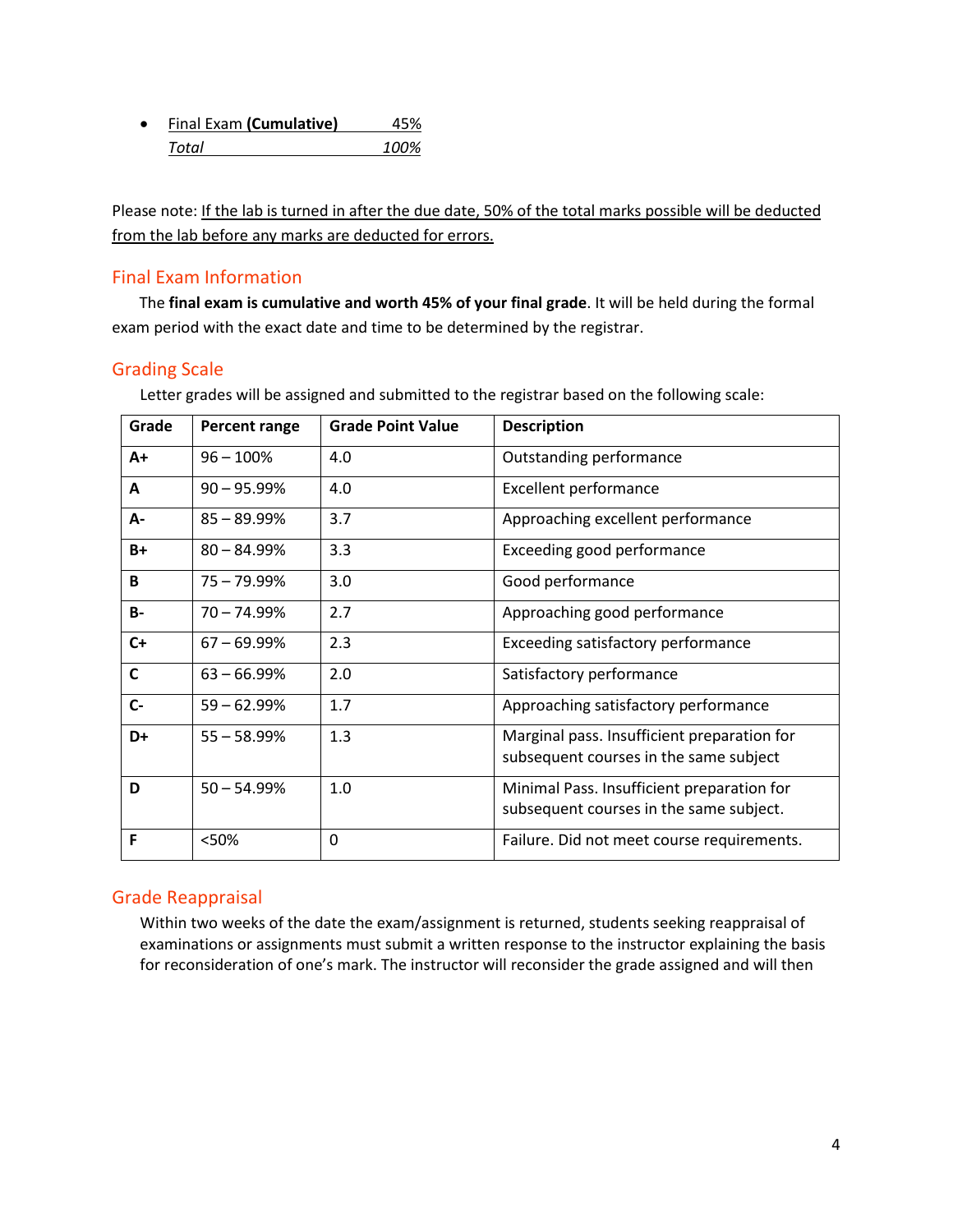- Final Exam **(Cumulative)** 45%

  *Total* *100%*

Please note: If the lab is turned in after the due date, 50% of the total marks possible will be deducted from the lab before any marks are deducted for errors.

## Final Exam Information

The **final exam is cumulative and worth 45% of your final grade**. It will be held during the formal exam period with the exact date and time to be determined by the registrar.

## Grading Scale

Letter grades will be assigned and submitted to the registrar based on the following scale:

| Grade | Percent range | Grade Point Value | Description |
|---|---|---|---|
| **A+** | 96 – 100% | 4.0 | Outstanding performance |
| **A** | 90 – 95.99% | 4.0 | Excellent performance |
| **A-** | 85 – 89.99% | 3.7 | Approaching excellent performance |
| **B+** | 80 – 84.99% | 3.3 | Exceeding good performance |
| **B** | 75 – 79.99% | 3.0 | Good performance |
| **B-** | 70 – 74.99% | 2.7 | Approaching good performance |
| **C+** | 67 – 69.99% | 2.3 | Exceeding satisfactory performance |
| **C** | 63 – 66.99% | 2.0 | Satisfactory performance |
| **C-** | 59 – 62.99% | 1.7 | Approaching satisfactory performance |
| **D+** | 55 – 58.99% | 1.3 | Marginal pass. Insufficient preparation for subsequent courses in the same subject |
| **D** | 50 – 54.99% | 1.0 | Minimal Pass. Insufficient preparation for subsequent courses in the same subject. |
| **F** | <50% | 0 | Failure. Did not meet course requirements. |

## Grade Reappraisal

Within two weeks of the date the exam/assignment is returned, students seeking reappraisal of examinations or assignments must submit a written response to the instructor explaining the basis for reconsideration of one's mark. The instructor will reconsider the grade assigned and will then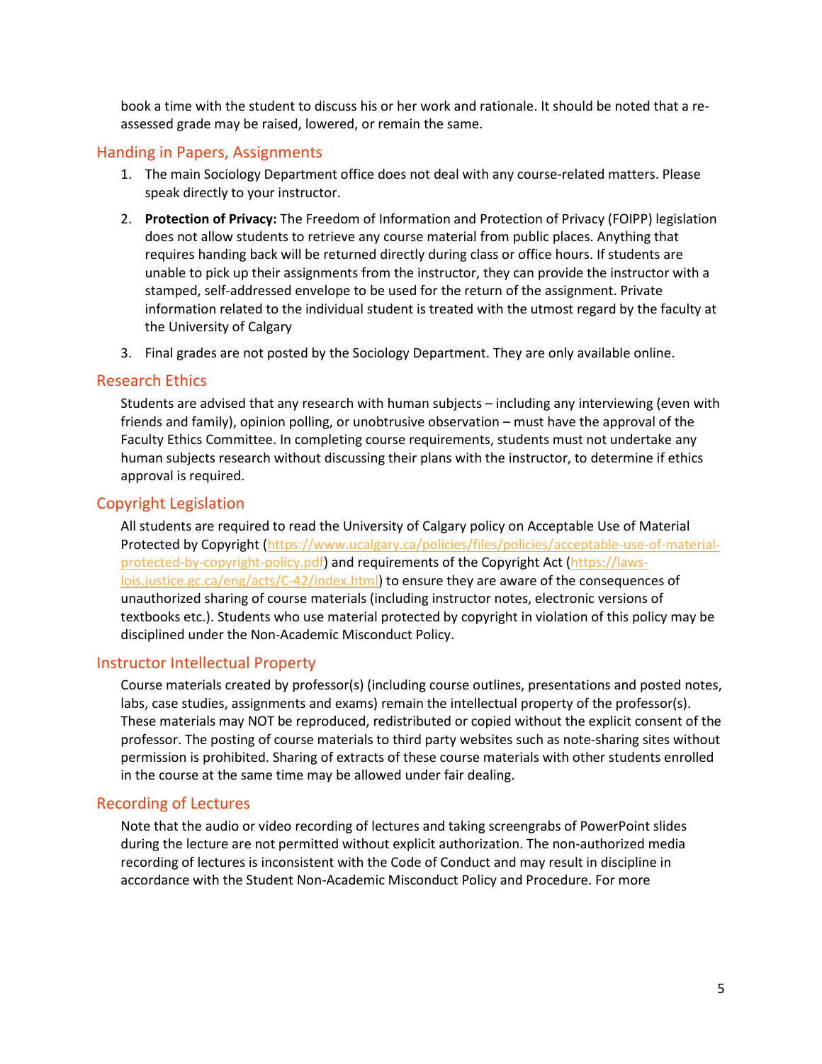book a time with the student to discuss his or her work and rationale. It should be noted that a re-assessed grade may be raised, lowered, or remain the same.

## Handing in Papers, Assignments

1. The main Sociology Department office does not deal with any course-related matters. Please speak directly to your instructor.
2. **Protection of Privacy:** The Freedom of Information and Protection of Privacy (FOIPP) legislation does not allow students to retrieve any course material from public places. Anything that requires handing back will be returned directly during class or office hours. If students are unable to pick up their assignments from the instructor, they can provide the instructor with a stamped, self-addressed envelope to be used for the return of the assignment. Private information related to the individual student is treated with the utmost regard by the faculty at the University of Calgary
3. Final grades are not posted by the Sociology Department. They are only available online.

## Research Ethics

Students are advised that any research with human subjects – including any interviewing (even with friends and family), opinion polling, or unobtrusive observation – must have the approval of the Faculty Ethics Committee. In completing course requirements, students must not undertake any human subjects research without discussing their plans with the instructor, to determine if ethics approval is required.

## Copyright Legislation

All students are required to read the University of Calgary policy on Acceptable Use of Material Protected by Copyright (https://www.ucalgary.ca/policies/files/policies/acceptable-use-of-material-protected-by-copyright-policy.pdf) and requirements of the Copyright Act (https://laws-lois.justice.gc.ca/eng/acts/C-42/index.html) to ensure they are aware of the consequences of unauthorized sharing of course materials (including instructor notes, electronic versions of textbooks etc.). Students who use material protected by copyright in violation of this policy may be disciplined under the Non-Academic Misconduct Policy.

## Instructor Intellectual Property

Course materials created by professor(s) (including course outlines, presentations and posted notes, labs, case studies, assignments and exams) remain the intellectual property of the professor(s). These materials may NOT be reproduced, redistributed or copied without the explicit consent of the professor. The posting of course materials to third party websites such as note-sharing sites without permission is prohibited. Sharing of extracts of these course materials with other students enrolled in the course at the same time may be allowed under fair dealing.

## Recording of Lectures

Note that the audio or video recording of lectures and taking screengrabs of PowerPoint slides during the lecture are not permitted without explicit authorization. The non-authorized media recording of lectures is inconsistent with the Code of Conduct and may result in discipline in accordance with the Student Non-Academic Misconduct Policy and Procedure. For more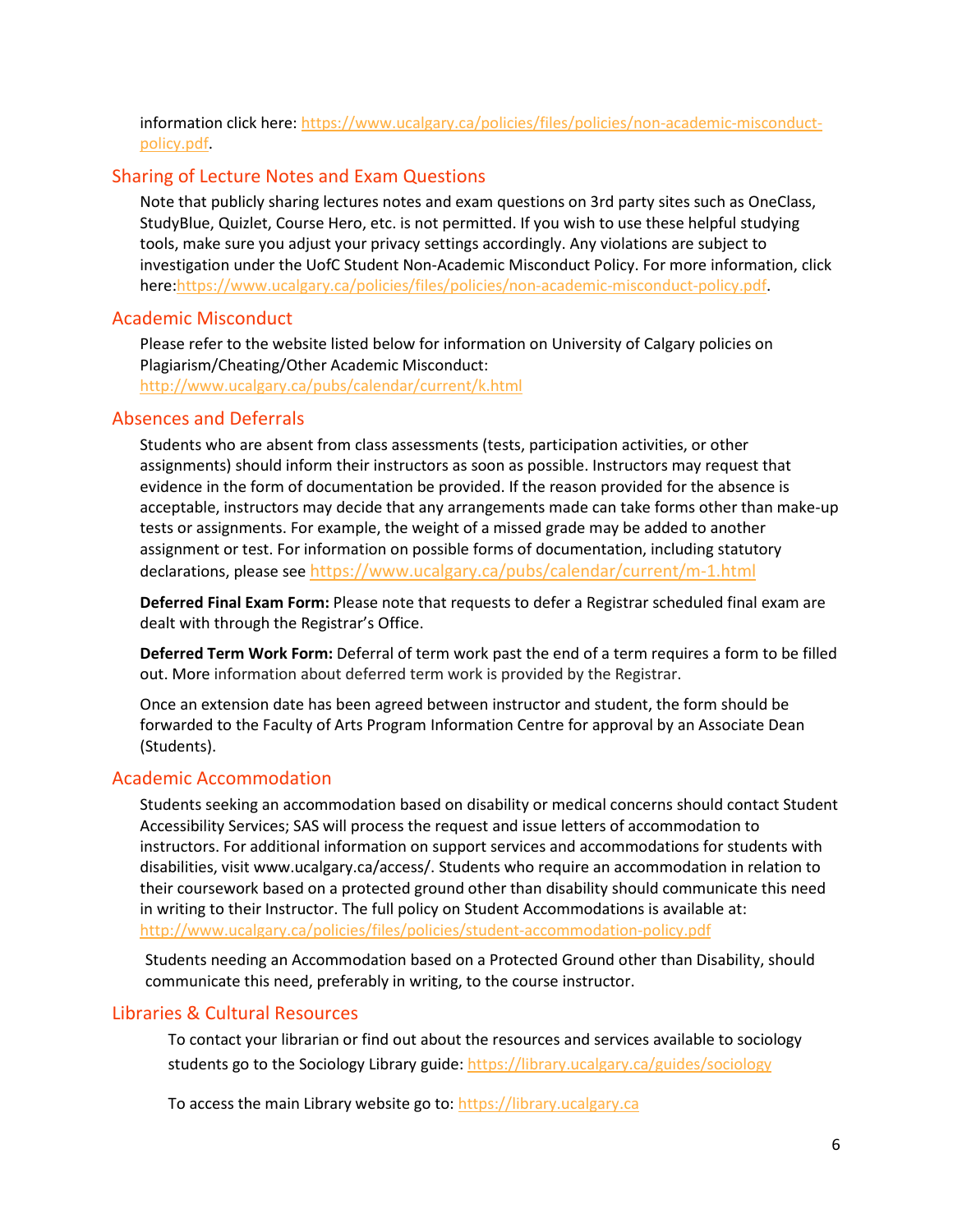information click here: https://www.ucalgary.ca/policies/files/policies/non-academic-misconduct-policy.pdf.

## Sharing of Lecture Notes and Exam Questions

Note that publicly sharing lectures notes and exam questions on 3rd party sites such as OneClass, StudyBlue, Quizlet, Course Hero, etc. is not permitted. If you wish to use these helpful studying tools, make sure you adjust your privacy settings accordingly. Any violations are subject to investigation under the UofC Student Non-Academic Misconduct Policy. For more information, click here:https://www.ucalgary.ca/policies/files/policies/non-academic-misconduct-policy.pdf.

## Academic Misconduct

Please refer to the website listed below for information on University of Calgary policies on Plagiarism/Cheating/Other Academic Misconduct:
http://www.ucalgary.ca/pubs/calendar/current/k.html

## Absences and Deferrals

Students who are absent from class assessments (tests, participation activities, or other assignments) should inform their instructors as soon as possible. Instructors may request that evidence in the form of documentation be provided. If the reason provided for the absence is acceptable, instructors may decide that any arrangements made can take forms other than make-up tests or assignments. For example, the weight of a missed grade may be added to another assignment or test. For information on possible forms of documentation, including statutory declarations, please see https://www.ucalgary.ca/pubs/calendar/current/m-1.html

**Deferred Final Exam Form:** Please note that requests to defer a Registrar scheduled final exam are dealt with through the Registrar's Office.

**Deferred Term Work Form:** Deferral of term work past the end of a term requires a form to be filled out. More information about deferred term work is provided by the Registrar.

Once an extension date has been agreed between instructor and student, the form should be forwarded to the Faculty of Arts Program Information Centre for approval by an Associate Dean (Students).

## Academic Accommodation

Students seeking an accommodation based on disability or medical concerns should contact Student Accessibility Services; SAS will process the request and issue letters of accommodation to instructors. For additional information on support services and accommodations for students with disabilities, visit www.ucalgary.ca/access/. Students who require an accommodation in relation to their coursework based on a protected ground other than disability should communicate this need in writing to their Instructor. The full policy on Student Accommodations is available at: http://www.ucalgary.ca/policies/files/policies/student-accommodation-policy.pdf

Students needing an Accommodation based on a Protected Ground other than Disability, should communicate this need, preferably in writing, to the course instructor.

## Libraries & Cultural Resources

To contact your librarian or find out about the resources and services available to sociology students go to the Sociology Library guide: https://library.ucalgary.ca/guides/sociology

To access the main Library website go to: https://library.ucalgary.ca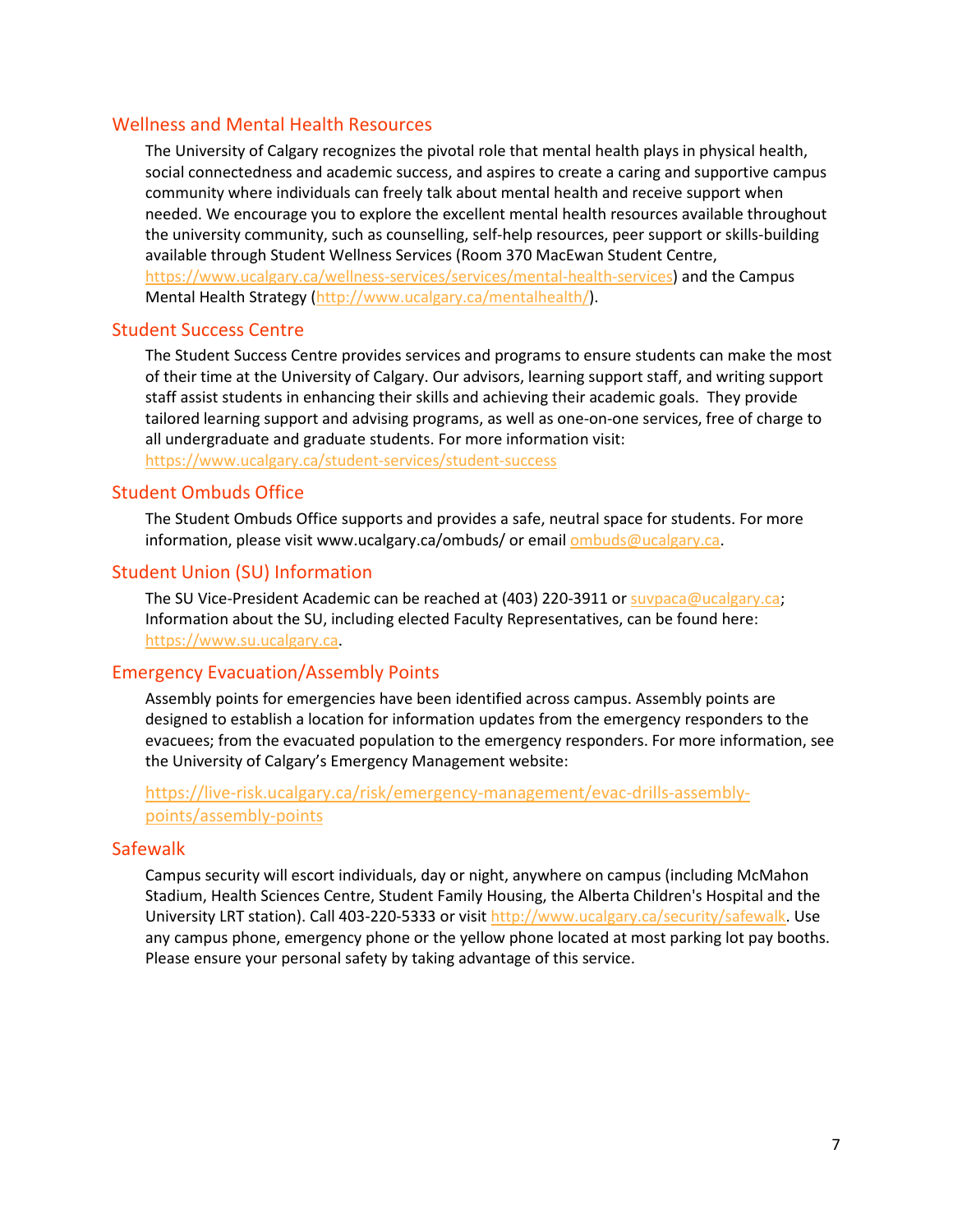## Wellness and Mental Health Resources

The University of Calgary recognizes the pivotal role that mental health plays in physical health, social connectedness and academic success, and aspires to create a caring and supportive campus community where individuals can freely talk about mental health and receive support when needed. We encourage you to explore the excellent mental health resources available throughout the university community, such as counselling, self-help resources, peer support or skills-building available through Student Wellness Services (Room 370 MacEwan Student Centre, https://www.ucalgary.ca/wellness-services/services/mental-health-services) and the Campus Mental Health Strategy (http://www.ucalgary.ca/mentalhealth/).

## Student Success Centre

The Student Success Centre provides services and programs to ensure students can make the most of their time at the University of Calgary. Our advisors, learning support staff, and writing support staff assist students in enhancing their skills and achieving their academic goals. They provide tailored learning support and advising programs, as well as one-on-one services, free of charge to all undergraduate and graduate students. For more information visit: https://www.ucalgary.ca/student-services/student-success

## Student Ombuds Office

The Student Ombuds Office supports and provides a safe, neutral space for students. For more information, please visit www.ucalgary.ca/ombuds/ or email ombuds@ucalgary.ca.

## Student Union (SU) Information

The SU Vice-President Academic can be reached at (403) 220-3911 or suvpaca@ucalgary.ca; Information about the SU, including elected Faculty Representatives, can be found here: https://www.su.ucalgary.ca.

## Emergency Evacuation/Assembly Points

Assembly points for emergencies have been identified across campus. Assembly points are designed to establish a location for information updates from the emergency responders to the evacuees; from the evacuated population to the emergency responders. For more information, see the University of Calgary's Emergency Management website:

https://live-risk.ucalgary.ca/risk/emergency-management/evac-drills-assembly-points/assembly-points

## Safewalk

Campus security will escort individuals, day or night, anywhere on campus (including McMahon Stadium, Health Sciences Centre, Student Family Housing, the Alberta Children's Hospital and the University LRT station). Call 403-220-5333 or visit http://www.ucalgary.ca/security/safewalk. Use any campus phone, emergency phone or the yellow phone located at most parking lot pay booths. Please ensure your personal safety by taking advantage of this service.